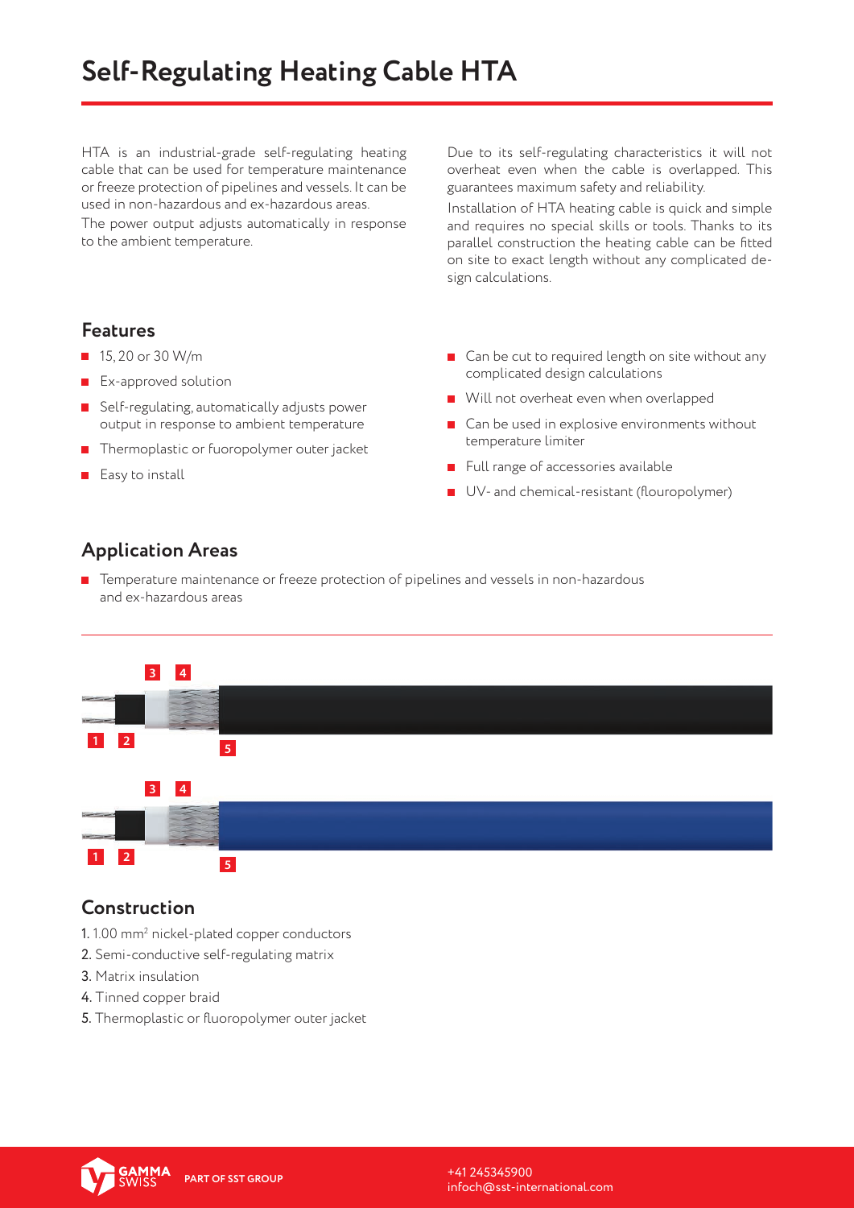# Self-Regulating Heating Cable HTA

HTA is an industrial-grade self-regulating heating cable that can be used for temperature maintenance or freeze protection of pipelines and vessels. It can be used in non-hazardous and ex-hazardous areas.

The power output adjusts automatically in response to the ambient temperature.

Due to its self-regulating characteristics it will not overheat even when the cable is overlapped. This guarantees maximum safety and reliability.

Installation of HTA heating cable is quick and simple and requires no special skills or tools. Thanks to its parallel construction the heating cable can be fitted on site to exact length without any complicated design calculations.

## Features

- 15, 20 or 30 W/m
- Ex-approved solution
- Self-regulating, automatically adjusts power output in response to ambient temperature
- Thermoplastic or fuoropolymer outer jacket
- Easy to install
- Can be cut to required length on site without any complicated design calculations
- Will not overheat even when overlapped
- Can be used in explosive environments without temperature limiter
- Full range of accessories available
- UV- and chemical-resistant (flouropolymer)

## Application Areas

- Temperature maintenance or freeze protection of pipelines and vessels in non-hazardous and ex-hazardous areas

## Construction

1. 1.00 mm² nickel-plated copper conductors
2. Semi-conductive self-regulating matrix
3. Matrix insulation
4. Tinned copper braid
5. Thermoplastic or fluoropolymer outer jacket

GAMMA SWISS PART OF SST GROUP

+41 245345900
infoch@sst-international.com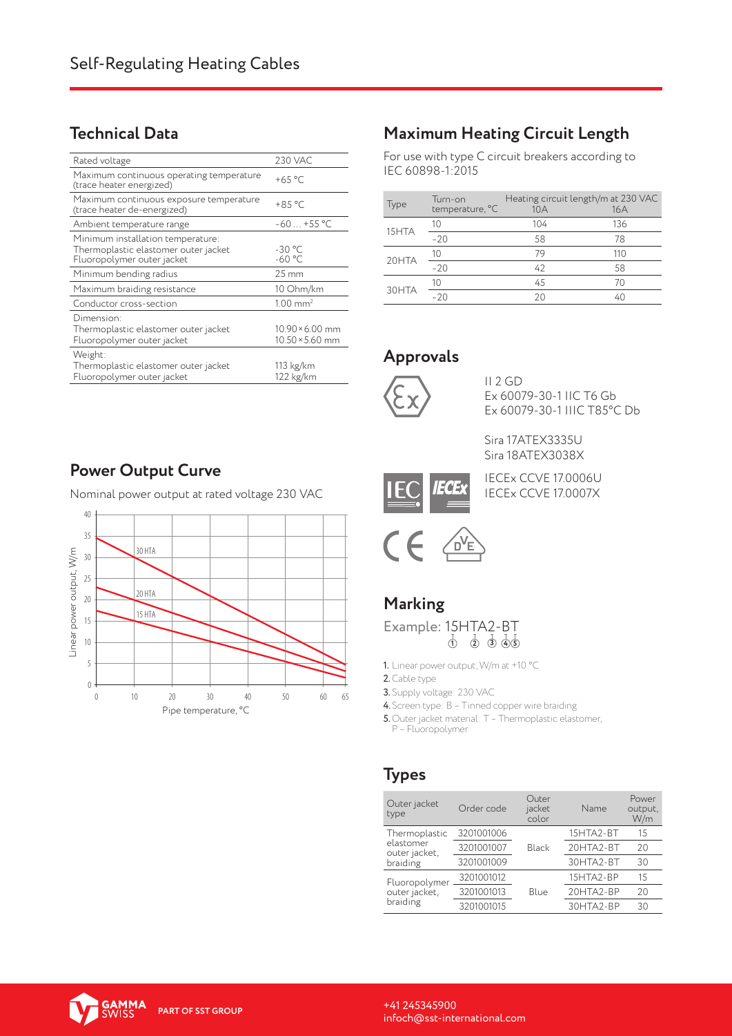# Self-Regulating Heating Cables

## Technical Data

| | |
|---|---|
| Rated voltage | 230 VAC |
| Maximum continuous operating temperature (trace heater energized) | +65 °C |
| Maximum continuous exposure temperature (trace heater de-energized) | +85 °C |
| Ambient temperature range | –60 … +55 °C |
| Minimum installation temperature:<br>Thermoplastic elastomer outer jacket<br>Fluoropolymer outer jacket | <br>-30 °C<br>-60 °C |
| Minimum bending radius | 25 mm |
| Maximum braiding resistance | 10 Ohm/km |
| Conductor cross-section | 1.00 mm² |
| Dimension:<br>Thermoplastic elastomer outer jacket<br>Fluoropolymer outer jacket | <br>10.90 × 6.00 mm<br>10.50 × 5.60 mm |
| Weight:<br>Thermoplastic elastomer outer jacket<br>Fluoropolymer outer jacket | <br>113 kg/km<br>122 kg/km |

## Power Output Curve

Nominal power output at rated voltage 230 VAC

Linear power output, W/m

40
35
30
25
20
15
10
5
0

30 HTA
20 HTA
15 HTA

0 10 20 30 40 50 60 65

Pipe temperature, °C

## Maximum Heating Circuit Length

For use with type C circuit breakers according to IEC 60898-1:2015

| Type | Turn-on temperature, °C | Heating circuit length/m at 230 VAC | |
|---|---|---|---|
| | | 10A | 16A |
| 15HTA | 10 | 104 | 136 |
| | –20 | 58 | 78 |
| 20HTA | 10 | 79 | 110 |
| | –20 | 42 | 58 |
| 30HTA | 10 | 45 | 70 |
| | –20 | 20 | 40 |

## Approvals

II 2 GD
Ex 60079-30-1 IIC T6 Gb
Ex 60079-30-1 IIIC T85°C Db

Sira 17ATEX3335U
Sira 18ATEX3038X

IECEx CCVE 17.0006U
IECEx CCVE 17.0007X

## Marking

Example: 15HTA2-BT
(1) 15 (2) HTA (3) 2 (4) B (5) T

1. Linear power output, W/m at +10 °C
2. Cable type
3. Supply voltage: 230 VAC
4. Screen type: B – Tinned copper wire braiding
5. Outer jacket material: T – Thermoplastic elastomer, P – Fluoropolymer

## Types

| Outer jacket type | Order code | Outer jacket color | Name | Power output, W/m |
|---|---|---|---|---|
| Thermoplastic elastomer outer jacket, braiding | 3201001006 | Black | 15HTA2-BT | 15 |
| | 3201001007 | | 20HTA2-BT | 20 |
| | 3201001009 | | 30HTA2-BT | 30 |
| Fluoropolymer outer jacket, braiding | 3201001012 | Blue | 15HTA2-BP | 15 |
| | 3201001013 | | 20HTA2-BP | 20 |
| | 3201001015 | | 30HTA2-BP | 30 |

GAMMA SWISS PART OF SST GROUP

+41 245345900
infoch@sst-international.com